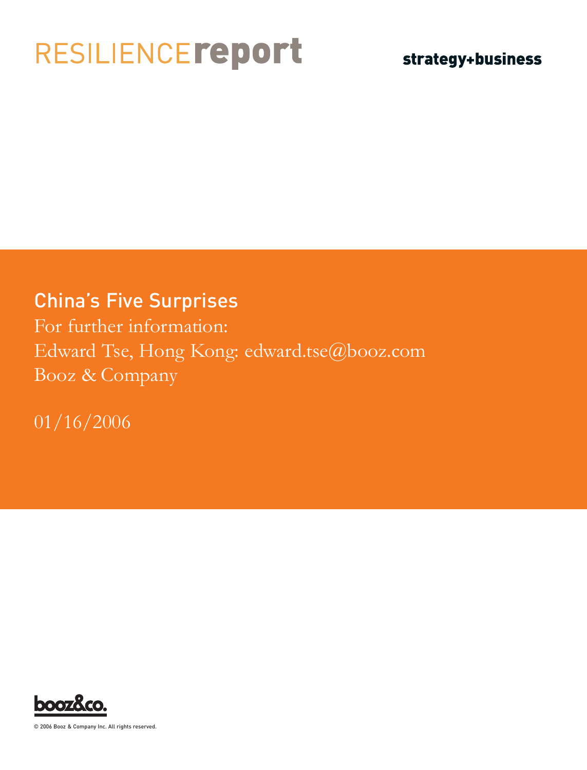RESILIENCE**report**

**strategy+business**

# China's Five Surprises

For further information:
Edward Tse, Hong Kong: edward.tse@booz.com
Booz & Company

01/16/2006

booz&co.

© 2006 Booz & Company Inc. All rights reserved.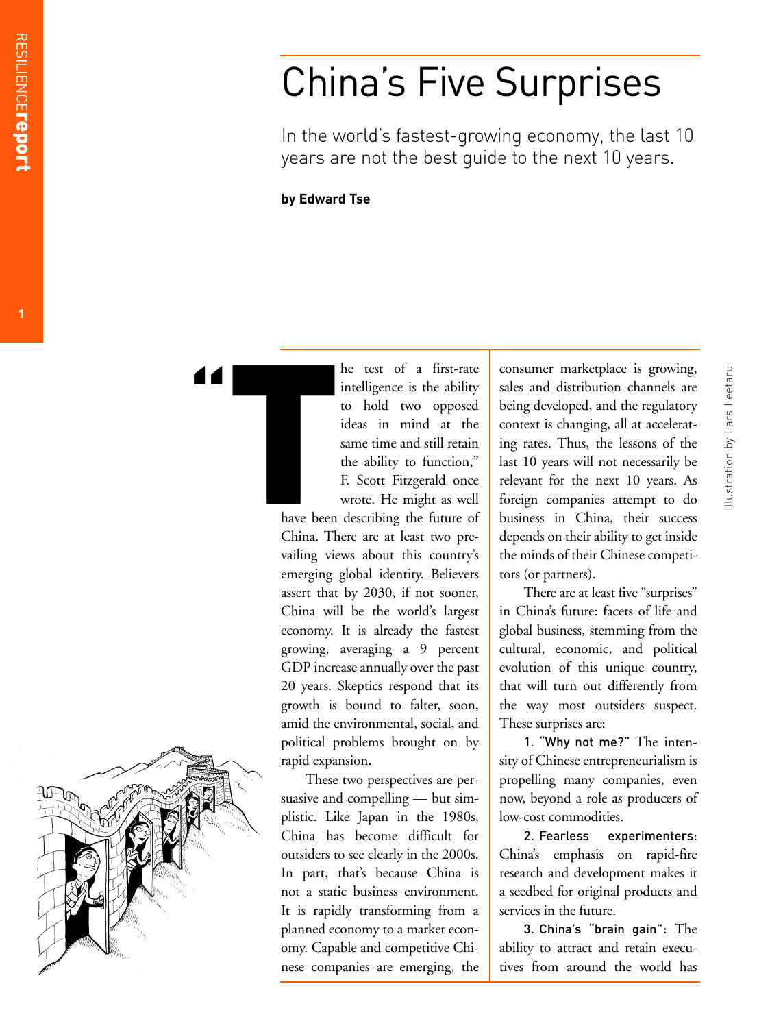# China's Five Surprises

In the world's fastest-growing economy, the last 10 years are not the best guide to the next 10 years.

**by Edward Tse**

"The test of a first-rate intelligence is the ability to hold two opposed ideas in mind at the same time and still retain the ability to function," F. Scott Fitzgerald once wrote. He might as well have been describing the future of China. There are at least two prevailing views about this country's emerging global identity. Believers assert that by 2030, if not sooner, China will be the world's largest economy. It is already the fastest growing, averaging a 9 percent GDP increase annually over the past 20 years. Skeptics respond that its growth is bound to falter, soon, amid the environmental, social, and political problems brought on by rapid expansion.

These two perspectives are persuasive and compelling — but simplistic. Like Japan in the 1980s, China has become difficult for outsiders to see clearly in the 2000s. In part, that's because China is not a static business environment. It is rapidly transforming from a planned economy to a market economy. Capable and competitive Chinese companies are emerging, the consumer marketplace is growing, sales and distribution channels are being developed, and the regulatory context is changing, all at accelerating rates. Thus, the lessons of the last 10 years will not necessarily be relevant for the next 10 years. As foreign companies attempt to do business in China, their success depends on their ability to get inside the minds of their Chinese competitors (or partners).

There are at least five "surprises" in China's future: facets of life and global business, stemming from the cultural, economic, and political evolution of this unique country, that will turn out differently from the way most outsiders suspect. These surprises are:

1. **"Why not me?"** The intensity of Chinese entrepreneurialism is propelling many companies, even now, beyond a role as producers of low-cost commodities.

2. **Fearless experimenters:** China's emphasis on rapid-fire research and development makes it a seedbed for original products and services in the future.

3. **China's "brain gain":** The ability to attract and retain executives from around the world has

Illustration by Lars Leetaru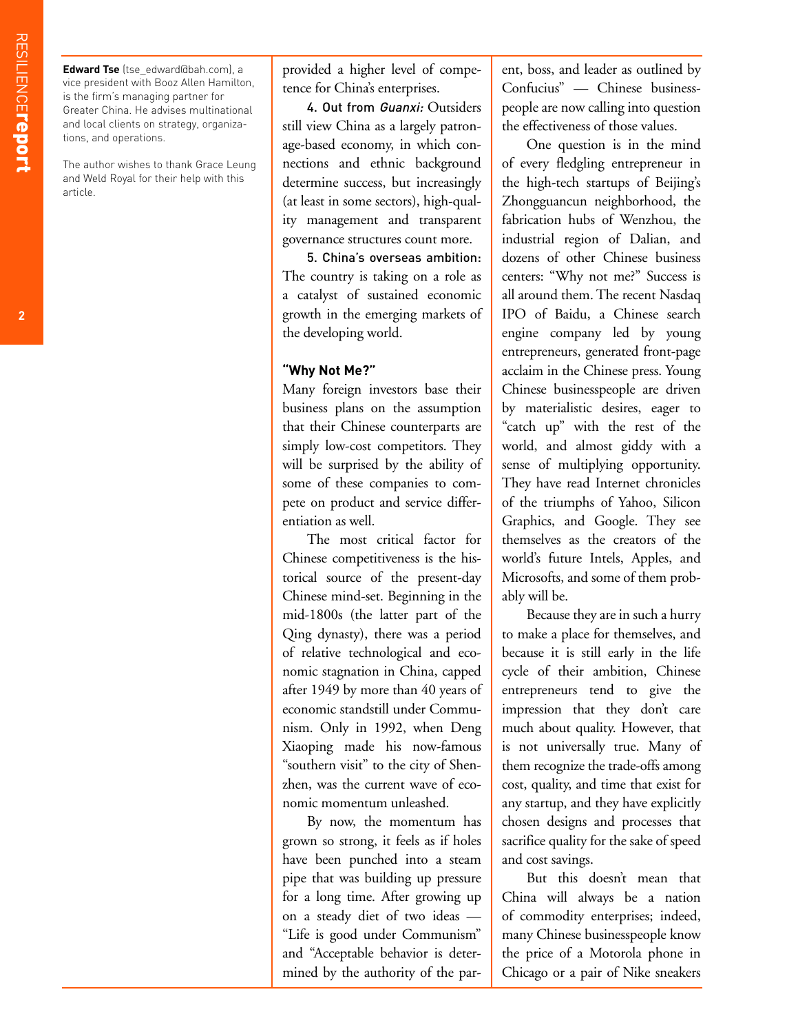**Edward Tse** (tse_edward@bah.com), a vice president with Booz Allen Hamilton, is the firm's managing partner for Greater China. He advises multinational and local clients on strategy, organizations, and operations.

The author wishes to thank Grace Leung and Weld Royal for their help with this article.

provided a higher level of competence for China's enterprises.

**4. Out from *Guanxi:*** Outsiders still view China as a largely patronage-based economy, in which connections and ethnic background determine success, but increasingly (at least in some sectors), high-quality management and transparent governance structures count more.

**5. China's overseas ambition:** The country is taking on a role as a catalyst of sustained economic growth in the emerging markets of the developing world.

### "Why Not Me?"

Many foreign investors base their business plans on the assumption that their Chinese counterparts are simply low-cost competitors. They will be surprised by the ability of some of these companies to compete on product and service differentiation as well.

The most critical factor for Chinese competitiveness is the historical source of the present-day Chinese mind-set. Beginning in the mid-1800s (the latter part of the Qing dynasty), there was a period of relative technological and economic stagnation in China, capped after 1949 by more than 40 years of economic standstill under Communism. Only in 1992, when Deng Xiaoping made his now-famous "southern visit" to the city of Shenzhen, was the current wave of economic momentum unleashed.

By now, the momentum has grown so strong, it feels as if holes have been punched into a steam pipe that was building up pressure for a long time. After growing up on a steady diet of two ideas — "Life is good under Communism" and "Acceptable behavior is determined by the authority of the parent, boss, and leader as outlined by Confucius" — Chinese businesspeople are now calling into question the effectiveness of those values.

One question is in the mind of every fledgling entrepreneur in the high-tech startups of Beijing's Zhongguancun neighborhood, the fabrication hubs of Wenzhou, the industrial region of Dalian, and dozens of other Chinese business centers: "Why not me?" Success is all around them. The recent Nasdaq IPO of Baidu, a Chinese search engine company led by young entrepreneurs, generated front-page acclaim in the Chinese press. Young Chinese businesspeople are driven by materialistic desires, eager to "catch up" with the rest of the world, and almost giddy with a sense of multiplying opportunity. They have read Internet chronicles of the triumphs of Yahoo, Silicon Graphics, and Google. They see themselves as the creators of the world's future Intels, Apples, and Microsofts, and some of them probably will be.

Because they are in such a hurry to make a place for themselves, and because it is still early in the life cycle of their ambition, Chinese entrepreneurs tend to give the impression that they don't care much about quality. However, that is not universally true. Many of them recognize the trade-offs among cost, quality, and time that exist for any startup, and they have explicitly chosen designs and processes that sacrifice quality for the sake of speed and cost savings.

But this doesn't mean that China will always be a nation of commodity enterprises; indeed, many Chinese businesspeople know the price of a Motorola phone in Chicago or a pair of Nike sneakers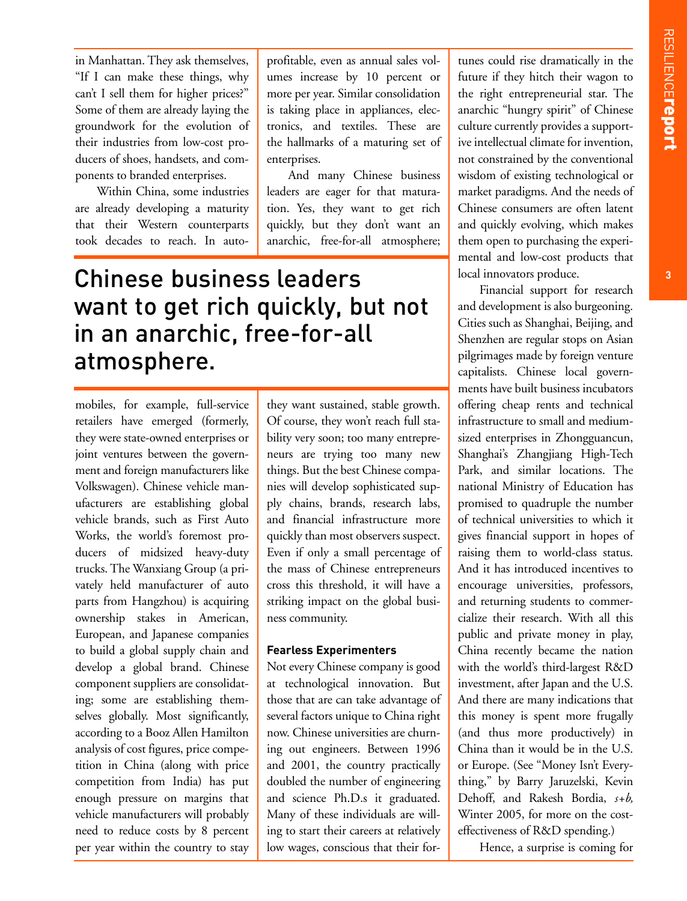in Manhattan. They ask themselves, "If I can make these things, why can't I sell them for higher prices?" Some of them are already laying the groundwork for the evolution of their industries from low-cost producers of shoes, handsets, and components to branded enterprises.

Within China, some industries are already developing a maturity that their Western counterparts took decades to reach. In automobiles, for example, full-service retailers have emerged (formerly, they were state-owned enterprises or joint ventures between the government and foreign manufacturers like Volkswagen). Chinese vehicle manufacturers are establishing global vehicle brands, such as First Auto Works, the world's foremost producers of midsized heavy-duty trucks. The Wanxiang Group (a privately held manufacturer of auto parts from Hangzhou) is acquiring ownership stakes in American, European, and Japanese companies to build a global supply chain and develop a global brand. Chinese component suppliers are consolidating; some are establishing themselves globally. Most significantly, according to a Booz Allen Hamilton analysis of cost figures, price competition in China (along with price competition from India) has put enough pressure on margins that vehicle manufacturers will probably need to reduce costs by 8 percent per year within the country to stay profitable, even as annual sales volumes increase by 10 percent or more per year. Similar consolidation is taking place in appliances, electronics, and textiles. These are the hallmarks of a maturing set of enterprises.

And many Chinese business leaders are eager for that maturation. Yes, they want to get rich quickly, but they don't want an anarchic, free-for-all atmosphere; they want sustained, stable growth. Of course, they won't reach full stability very soon; too many entrepreneurs are trying too many new things. But the best Chinese companies will develop sophisticated supply chains, brands, research labs, and financial infrastructure more quickly than most observers suspect. Even if only a small percentage of the mass of Chinese entrepreneurs cross this threshold, it will have a striking impact on the global business community.

> Chinese business leaders want to get rich quickly, but not in an anarchic, free-for-all atmosphere.

### Fearless Experimenters

Not every Chinese company is good at technological innovation. But those that are can take advantage of several factors unique to China right now. Chinese universities are churning out engineers. Between 1996 and 2001, the country practically doubled the number of engineering and science Ph.D.s it graduated. Many of these individuals are willing to start their careers at relatively low wages, conscious that their fortunes could rise dramatically in the future if they hitch their wagon to the right entrepreneurial star. The anarchic "hungry spirit" of Chinese culture currently provides a supportive intellectual climate for invention, not constrained by the conventional wisdom of existing technological or market paradigms. And the needs of Chinese consumers are often latent and quickly evolving, which makes them open to purchasing the experimental and low-cost products that local innovators produce.

Financial support for research and development is also burgeoning. Cities such as Shanghai, Beijing, and Shenzhen are regular stops on Asian pilgrimages made by foreign venture capitalists. Chinese local governments have built business incubators offering cheap rents and technical infrastructure to small and medium-sized enterprises in Zhongguancun, Shanghai's Zhangjiang High-Tech Park, and similar locations. The national Ministry of Education has promised to quadruple the number of technical universities to which it gives financial support in hopes of raising them to world-class status. And it has introduced incentives to encourage universities, professors, and returning students to commercialize their research. With all this public and private money in play, China recently became the nation with the world's third-largest R&D investment, after Japan and the U.S. And there are many indications that this money is spent more frugally (and thus more productively) in China than it would be in the U.S. or Europe. (See "Money Isn't Everything," by Barry Jaruzelski, Kevin Dehoff, and Rakesh Bordia, *s+b,* Winter 2005, for more on the cost-effectiveness of R&D spending.)

Hence, a surprise is coming for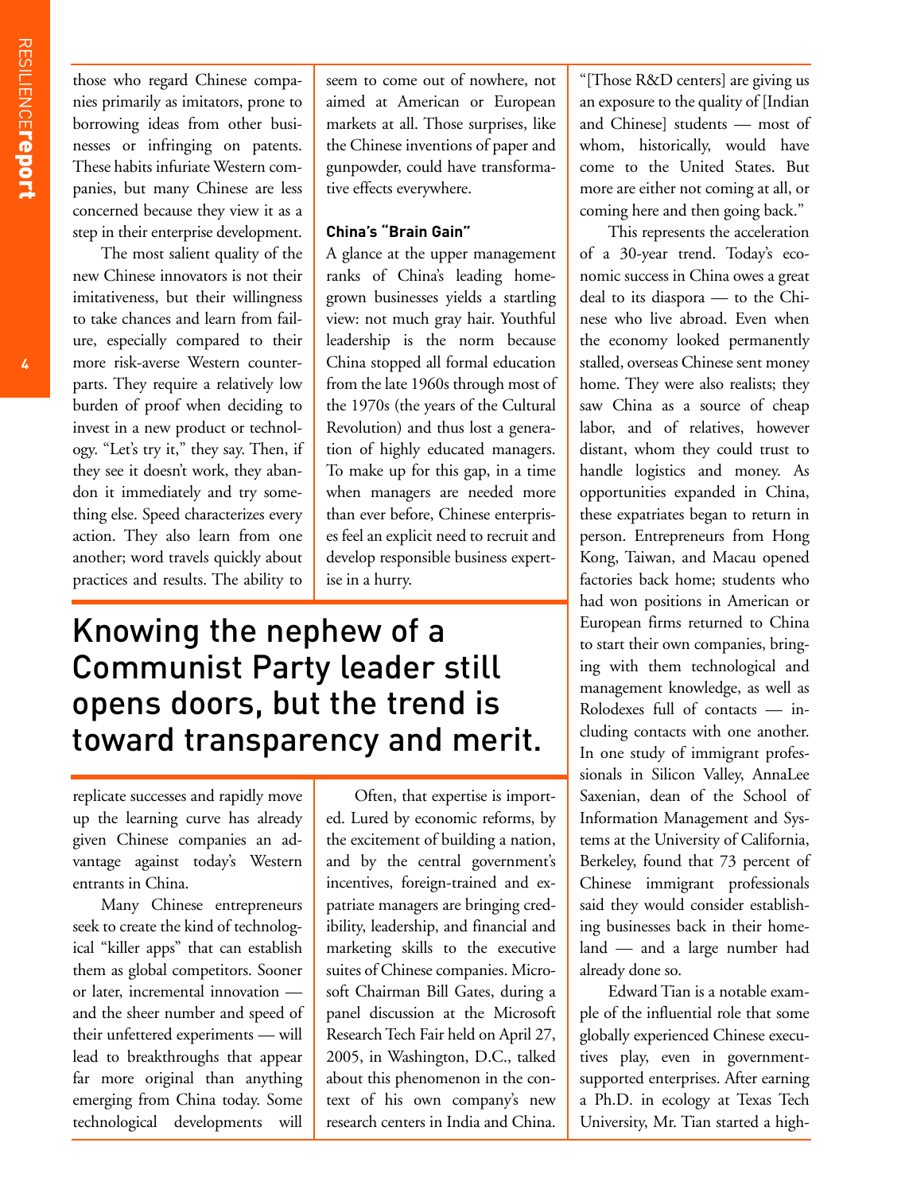those who regard Chinese companies primarily as imitators, prone to borrowing ideas from other businesses or infringing on patents. These habits infuriate Western companies, but many Chinese are less concerned because they view it as a step in their enterprise development.

The most salient quality of the new Chinese innovators is not their imitativeness, but their willingness to take chances and learn from failure, especially compared to their more risk-averse Western counterparts. They require a relatively low burden of proof when deciding to invest in a new product or technology. "Let's try it," they say. Then, if they see it doesn't work, they abandon it immediately and try something else. Speed characterizes every action. They also learn from one another; word travels quickly about practices and results. The ability to replicate successes and rapidly move up the learning curve has already given Chinese companies an advantage against today's Western entrants in China.

Many Chinese entrepreneurs seek to create the kind of technological "killer apps" that can establish them as global competitors. Sooner or later, incremental innovation — and the sheer number and speed of their unfettered experiments — will lead to breakthroughs that appear far more original than anything emerging from China today. Some technological developments will seem to come out of nowhere, not aimed at American or European markets at all. Those surprises, like the Chinese inventions of paper and gunpowder, could have transformative effects everywhere.

**Knowing the nephew of a Communist Party leader still opens doors, but the trend is toward transparency and merit.**

### China's "Brain Gain"

A glance at the upper management ranks of China's leading homegrown businesses yields a startling view: not much gray hair. Youthful leadership is the norm because China stopped all formal education from the late 1960s through most of the 1970s (the years of the Cultural Revolution) and thus lost a generation of highly educated managers. To make up for this gap, in a time when managers are needed more than ever before, Chinese enterprises feel an explicit need to recruit and develop responsible business expertise in a hurry.

Often, that expertise is imported. Lured by economic reforms, by the excitement of building a nation, and by the central government's incentives, foreign-trained and expatriate managers are bringing credibility, leadership, and financial and marketing skills to the executive suites of Chinese companies. Microsoft Chairman Bill Gates, during a panel discussion at the Microsoft Research Tech Fair held on April 27, 2005, in Washington, D.C., talked about this phenomenon in the context of his own company's new research centers in India and China. "[Those R&D centers] are giving us an exposure to the quality of [Indian and Chinese] students — most of whom, historically, would have come to the United States. But more are either not coming at all, or coming here and then going back."

This represents the acceleration of a 30-year trend. Today's economic success in China owes a great deal to its diaspora — to the Chinese who live abroad. Even when the economy looked permanently stalled, overseas Chinese sent money home. They were also realists; they saw China as a source of cheap labor, and of relatives, however distant, whom they could trust to handle logistics and money. As opportunities expanded in China, these expatriates began to return in person. Entrepreneurs from Hong Kong, Taiwan, and Macau opened factories back home; students who had won positions in American or European firms returned to China to start their own companies, bringing with them technological and management knowledge, as well as Rolodexes full of contacts — including contacts with one another. In one study of immigrant professionals in Silicon Valley, AnnaLee Saxenian, dean of the School of Information Management and Systems at the University of California, Berkeley, found that 73 percent of Chinese immigrant professionals said they would consider establishing businesses back in their homeland — and a large number had already done so.

Edward Tian is a notable example of the influential role that some globally experienced Chinese executives play, even in government-supported enterprises. After earning a Ph.D. in ecology at Texas Tech University, Mr. Tian started a high-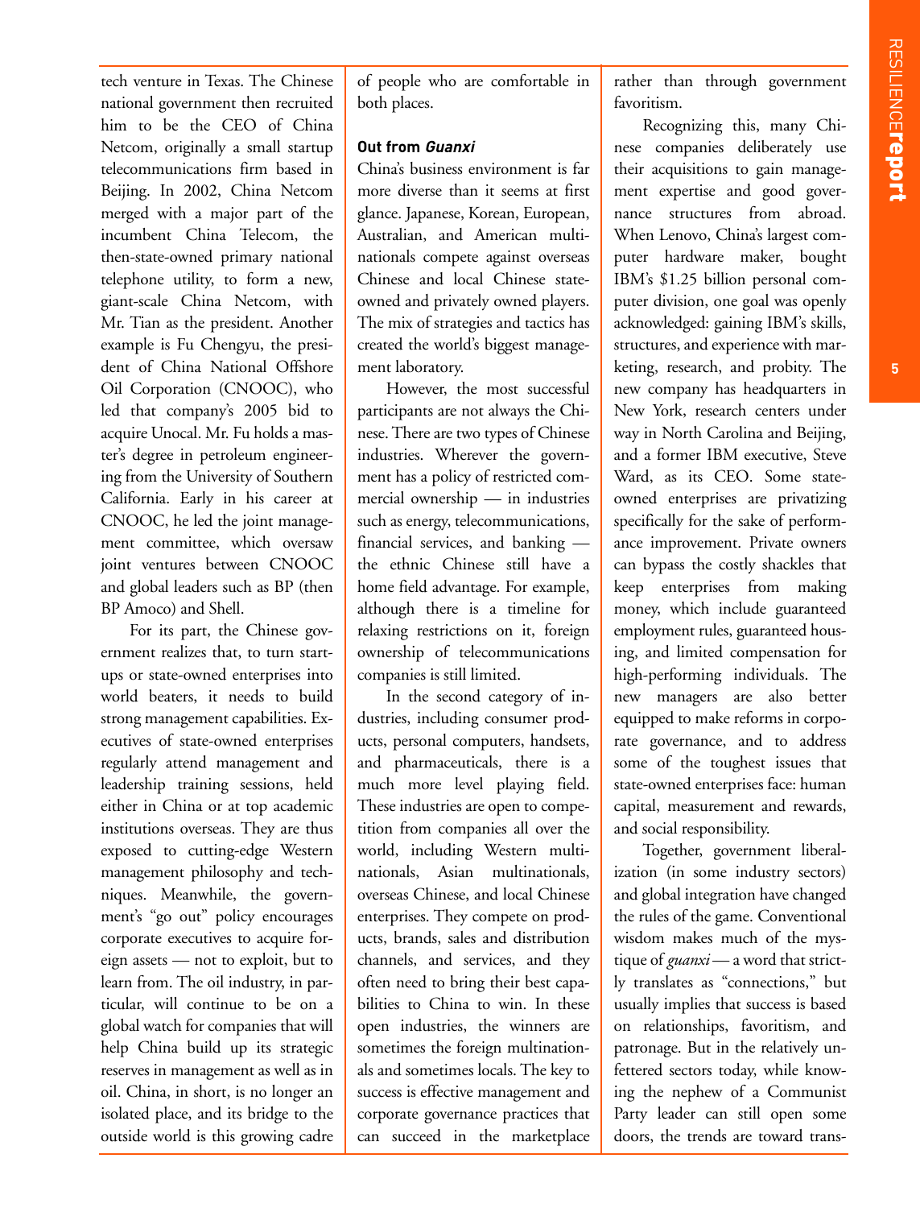tech venture in Texas. The Chinese national government then recruited him to be the CEO of China Netcom, originally a small startup telecommunications firm based in Beijing. In 2002, China Netcom merged with a major part of the incumbent China Telecom, the then-state-owned primary national telephone utility, to form a new, giant-scale China Netcom, with Mr. Tian as the president. Another example is Fu Chengyu, the president of China National Offshore Oil Corporation (CNOOC), who led that company's 2005 bid to acquire Unocal. Mr. Fu holds a master's degree in petroleum engineering from the University of Southern California. Early in his career at CNOOC, he led the joint management committee, which oversaw joint ventures between CNOOC and global leaders such as BP (then BP Amoco) and Shell.

For its part, the Chinese government realizes that, to turn startups or state-owned enterprises into world beaters, it needs to build strong management capabilities. Executives of state-owned enterprises regularly attend management and leadership training sessions, held either in China or at top academic institutions overseas. They are thus exposed to cutting-edge Western management philosophy and techniques. Meanwhile, the government's "go out" policy encourages corporate executives to acquire foreign assets — not to exploit, but to learn from. The oil industry, in particular, will continue to be on a global watch for companies that will help China build up its strategic reserves in management as well as in oil. China, in short, is no longer an isolated place, and its bridge to the outside world is this growing cadre of people who are comfortable in both places.

### Out from *Guanxi*

China's business environment is far more diverse than it seems at first glance. Japanese, Korean, European, Australian, and American multinationals compete against overseas Chinese and local Chinese state-owned and privately owned players. The mix of strategies and tactics has created the world's biggest management laboratory.

However, the most successful participants are not always the Chinese. There are two types of Chinese industries. Wherever the government has a policy of restricted commercial ownership — in industries such as energy, telecommunications, financial services, and banking — the ethnic Chinese still have a home field advantage. For example, although there is a timeline for relaxing restrictions on it, foreign ownership of telecommunications companies is still limited.

In the second category of industries, including consumer products, personal computers, handsets, and pharmaceuticals, there is a much more level playing field. These industries are open to competition from companies all over the world, including Western multinationals, Asian multinationals, overseas Chinese, and local Chinese enterprises. They compete on products, brands, sales and distribution channels, and services, and they often need to bring their best capabilities to China to win. In these open industries, the winners are sometimes the foreign multinationals and sometimes locals. The key to success is effective management and corporate governance practices that can succeed in the marketplace rather than through government favoritism.

Recognizing this, many Chinese companies deliberately use their acquisitions to gain management expertise and good governance structures from abroad. When Lenovo, China's largest computer hardware maker, bought IBM's $1.25 billion personal computer division, one goal was openly acknowledged: gaining IBM's skills, structures, and experience with marketing, research, and probity. The new company has headquarters in New York, research centers under way in North Carolina and Beijing, and a former IBM executive, Steve Ward, as its CEO. Some state-owned enterprises are privatizing specifically for the sake of performance improvement. Private owners can bypass the costly shackles that keep enterprises from making money, which include guaranteed employment rules, guaranteed housing, and limited compensation for high-performing individuals. The new managers are also better equipped to make reforms in corporate governance, and to address some of the toughest issues that state-owned enterprises face: human capital, measurement and rewards, and social responsibility.

Together, government liberalization (in some industry sectors) and global integration have changed the rules of the game. Conventional wisdom makes much of the mystique of *guanxi* — a word that strictly translates as "connections," but usually implies that success is based on relationships, favoritism, and patronage. But in the relatively unfettered sectors today, while knowing the nephew of a Communist Party leader can still open some doors, the trends are toward trans-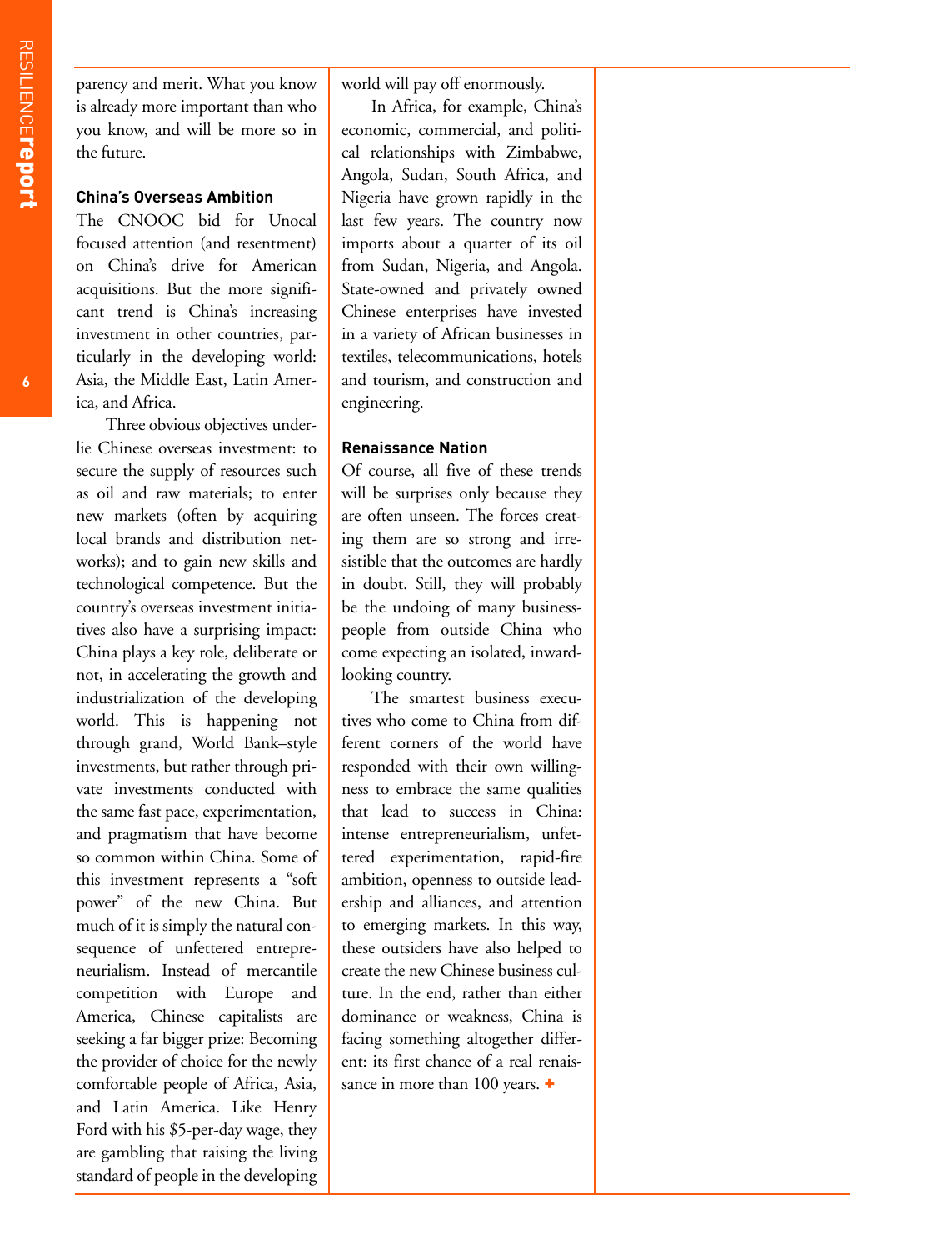parency and merit. What you know is already more important than who you know, and will be more so in the future.

### China's Overseas Ambition

The CNOOC bid for Unocal focused attention (and resentment) on China's drive for American acquisitions. But the more significant trend is China's increasing investment in other countries, particularly in the developing world: Asia, the Middle East, Latin America, and Africa.

Three obvious objectives underlie Chinese overseas investment: to secure the supply of resources such as oil and raw materials; to enter new markets (often by acquiring local brands and distribution networks); and to gain new skills and technological competence. But the country's overseas investment initiatives also have a surprising impact: China plays a key role, deliberate or not, in accelerating the growth and industrialization of the developing world. This is happening not through grand, World Bank–style investments, but rather through private investments conducted with the same fast pace, experimentation, and pragmatism that have become so common within China. Some of this investment represents a "soft power" of the new China. But much of it is simply the natural consequence of unfettered entrepreneurialism. Instead of mercantile competition with Europe and America, Chinese capitalists are seeking a far bigger prize: Becoming the provider of choice for the newly comfortable people of Africa, Asia, and Latin America. Like Henry Ford with his $5-per-day wage, they are gambling that raising the living standard of people in the developing world will pay off enormously.

In Africa, for example, China's economic, commercial, and political relationships with Zimbabwe, Angola, Sudan, South Africa, and Nigeria have grown rapidly in the last few years. The country now imports about a quarter of its oil from Sudan, Nigeria, and Angola. State-owned and privately owned Chinese enterprises have invested in a variety of African businesses in textiles, telecommunications, hotels and tourism, and construction and engineering.

### Renaissance Nation

Of course, all five of these trends will be surprises only because they are often unseen. The forces creating them are so strong and irresistible that the outcomes are hardly in doubt. Still, they will probably be the undoing of many businesspeople from outside China who come expecting an isolated, inward-looking country.

The smartest business executives who come to China from different corners of the world have responded with their own willingness to embrace the same qualities that lead to success in China: intense entrepreneurialism, unfettered experimentation, rapid-fire ambition, openness to outside leadership and alliances, and attention to emerging markets. In this way, these outsiders have also helped to create the new Chinese business culture. In the end, rather than either dominance or weakness, China is facing something altogether different: its first chance of a real renaissance in more than 100 years. +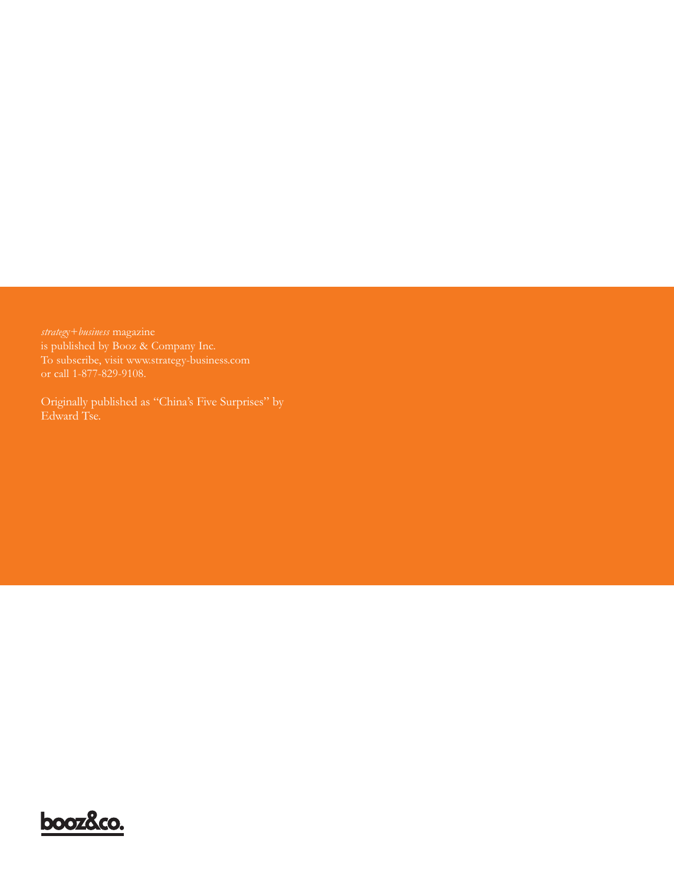*strategy+business* magazine
is published by Booz & Company Inc.
To subscribe, visit www.strategy-business.com
or call 1-877-829-9108.

Originally published as "China's Five Surprises" by
Edward Tse.

booz&co.